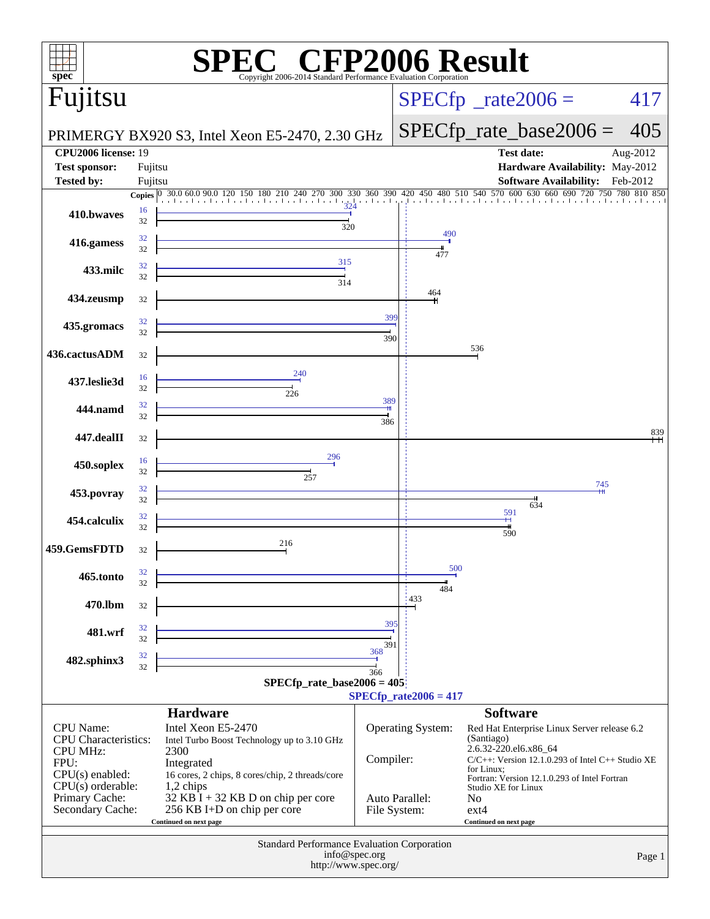# SPEC CFP2006 Result

Copyright 2006-2014 Standard Performance Evaluation Corporation

## Fujitsu

PRIMERGY BX920 S3, Intel Xeon E5-2470, 2.30 GHz

SPECfp_rate2006 = 417

SPECfp_rate_base2006 = 405

| | | | |
|---|---|---|---|
| **CPU2006 license:** | 19 | **Test date:** | Aug-2012 |
| **Test sponsor:** | Fujitsu | **Hardware Availability:** | May-2012 |
| **Tested by:** | Fujitsu | **Software Availability:** | Feb-2012 |

| Benchmark | Copies (peak) | Peak | Copies (base) | Base |
|---|---|---|---|---|
| 410.bwaves | 16 | 324 | 32 | 320 |
| 416.gamess | 32 | 490 | 32 | 477 |
| 433.milc | 32 | 315 | 32 | 314 |
| 434.zeusmp | | | 32 | 464 |
| 435.gromacs | 32 | 399 | 32 | 390 |
| 436.cactusADM | | | 32 | 536 |
| 437.leslie3d | 16 | 240 | 32 | 226 |
| 444.namd | 32 | 389 | 32 | 386 |
| 447.dealII | | | 32 | 839 |
| 450.soplex | 16 | 296 | 32 | 257 |
| 453.povray | 32 | 745 | 32 | 634 |
| 454.calculix | 32 | 591 | 32 | 590 |
| 459.GemsFDTD | | | 32 | 216 |
| 465.tonto | 32 | 500 | 32 | 484 |
| 470.lbm | | | 32 | 433 |
| 481.wrf | 32 | 395 | 32 | 391 |
| 482.sphinx3 | 32 | 368 | 32 | 366 |

SPECfp_rate_base2006 = 405

SPECfp_rate2006 = 417

### Hardware

| | |
|---|---|
| CPU Name: | Intel Xeon E5-2470 |
| CPU Characteristics: | Intel Turbo Boost Technology up to 3.10 GHz |
| CPU MHz: | 2300 |
| FPU: | Integrated |
| CPU(s) enabled: | 16 cores, 2 chips, 8 cores/chip, 2 threads/core |
| CPU(s) orderable: | 1,2 chips |
| Primary Cache: | 32 KB I + 32 KB D on chip per core |
| Secondary Cache: | 256 KB I+D on chip per core |

Continued on next page

### Software

| | |
|---|---|
| Operating System: | Red Hat Enterprise Linux Server release 6.2 (Santiago) 2.6.32-220.el6.x86_64 |
| Compiler: | C/C++: Version 12.1.0.293 of Intel C++ Studio XE for Linux; Fortran: Version 12.1.0.293 of Intel Fortran Studio XE for Linux |
| Auto Parallel: | No |
| File System: | ext4 |

Continued on next page

Standard Performance Evaluation Corporation
info@spec.org
http://www.spec.org/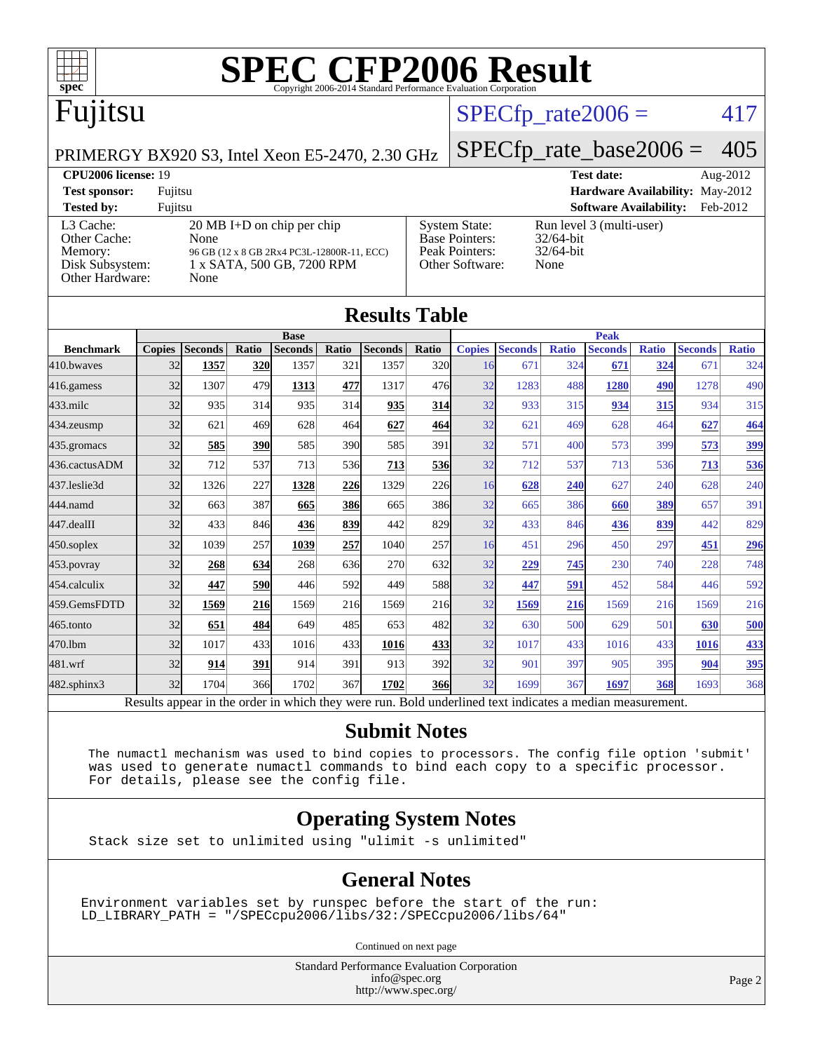# SPEC CFP2006 Result

Copyright 2006-2014 Standard Performance Evaluation Corporation

## Fujitsu

PRIMERGY BX920 S3, Intel Xeon E5-2470, 2.30 GHz

SPECfp_rate2006 = 417

SPECfp_rate_base2006 = 405

| | | | |
|---|---|---|---|
| **CPU2006 license:** 19 | | **Test date:** | Aug-2012 |
| **Test sponsor:** | Fujitsu | **Hardware Availability:** | May-2012 |
| **Tested by:** | Fujitsu | **Software Availability:** | Feb-2012 |

| | | | |
|---|---|---|---|
| L3 Cache: | 20 MB I+D on chip per chip | System State: | Run level 3 (multi-user) |
| Other Cache: | None | Base Pointers: | 32/64-bit |
| Memory: | 96 GB (12 x 8 GB 2Rx4 PC3L-12800R-11, ECC) | Peak Pointers: | 32/64-bit |
| Disk Subsystem: | 1 x SATA, 500 GB, 7200 RPM | Other Software: | None |
| Other Hardware: | None | | |

## Results Table

| | Base | | | | | | | Peak | | | | | | |
|---|---|---|---|---|---|---|---|---|---|---|---|---|---|---|
| **Benchmark** | **Copies** | **Seconds** | **Ratio** | **Seconds** | **Ratio** | **Seconds** | **Ratio** | **Copies** | **Seconds** | **Ratio** | **Seconds** | **Ratio** | **Seconds** | **Ratio** |
| 410.bwaves | 32 | **1357** | **320** | 1357 | 321 | 1357 | 320 | 16 | 671 | 324 | **671** | **324** | 671 | 324 |
| 416.gamess | 32 | 1307 | 479 | **1313** | **477** | 1317 | 476 | 32 | 1283 | 488 | **1280** | **490** | 1278 | 490 |
| 433.milc | 32 | 935 | 314 | 935 | 314 | **935** | **314** | 32 | 933 | 315 | **934** | **315** | 934 | 315 |
| 434.zeusmp | 32 | 621 | 469 | 628 | 464 | **627** | **464** | 32 | 621 | 469 | 628 | 464 | **627** | **464** |
| 435.gromacs | 32 | **585** | **390** | 585 | 390 | 585 | 391 | 32 | 571 | 400 | 573 | 399 | **573** | **399** |
| 436.cactusADM | 32 | 712 | 537 | 713 | 536 | **713** | **536** | 32 | 712 | 537 | 713 | 536 | **713** | **536** |
| 437.leslie3d | 32 | 1326 | 227 | **1328** | **226** | 1329 | 226 | 16 | **628** | **240** | 627 | 240 | 628 | 240 |
| 444.namd | 32 | 663 | 387 | **665** | **386** | 665 | 386 | 32 | 665 | 386 | **660** | **389** | 657 | 391 |
| 447.dealII | 32 | 433 | 846 | **436** | **839** | 442 | 829 | 32 | 433 | 846 | **436** | **839** | 442 | 829 |
| 450.soplex | 32 | 1039 | 257 | **1039** | **257** | 1040 | 257 | 16 | 451 | 296 | 450 | 297 | **451** | **296** |
| 453.povray | 32 | **268** | **634** | 268 | 636 | 270 | 632 | 32 | **229** | **745** | 230 | 740 | 228 | 748 |
| 454.calculix | 32 | **447** | **590** | 446 | 592 | 449 | 588 | 32 | **447** | **591** | 452 | 584 | 446 | 592 |
| 459.GemsFDTD | 32 | **1569** | **216** | 1569 | 216 | 1569 | 216 | 32 | **1569** | **216** | 1569 | 216 | 1569 | 216 |
| 465.tonto | 32 | **651** | **484** | 649 | 485 | 653 | 482 | 32 | 630 | 500 | 629 | 501 | **630** | **500** |
| 470.lbm | 32 | 1017 | 433 | 1016 | 433 | **1016** | **433** | 32 | 1017 | 433 | 1016 | 433 | **1016** | **433** |
| 481.wrf | 32 | **914** | **391** | 914 | 391 | 913 | 392 | 32 | 901 | 397 | 905 | 395 | **904** | **395** |
| 482.sphinx3 | 32 | 1704 | 366 | 1702 | 367 | **1702** | **366** | 32 | 1699 | 367 | **1697** | **368** | 1693 | 368 |

Results appear in the order in which they were run. Bold underlined text indicates a median measurement.

## Submit Notes

```
The numactl mechanism was used to bind copies to processors. The config file option 'submit'
was used to generate numactl commands to bind each copy to a specific processor.
For details, please see the config file.
```

## Operating System Notes

```
Stack size set to unlimited using "ulimit -s unlimited"
```

## General Notes

```
Environment variables set by runspec before the start of the run:
LD_LIBRARY_PATH = "/SPECcpu2006/libs/32:/SPECcpu2006/libs/64"
```

Continued on next page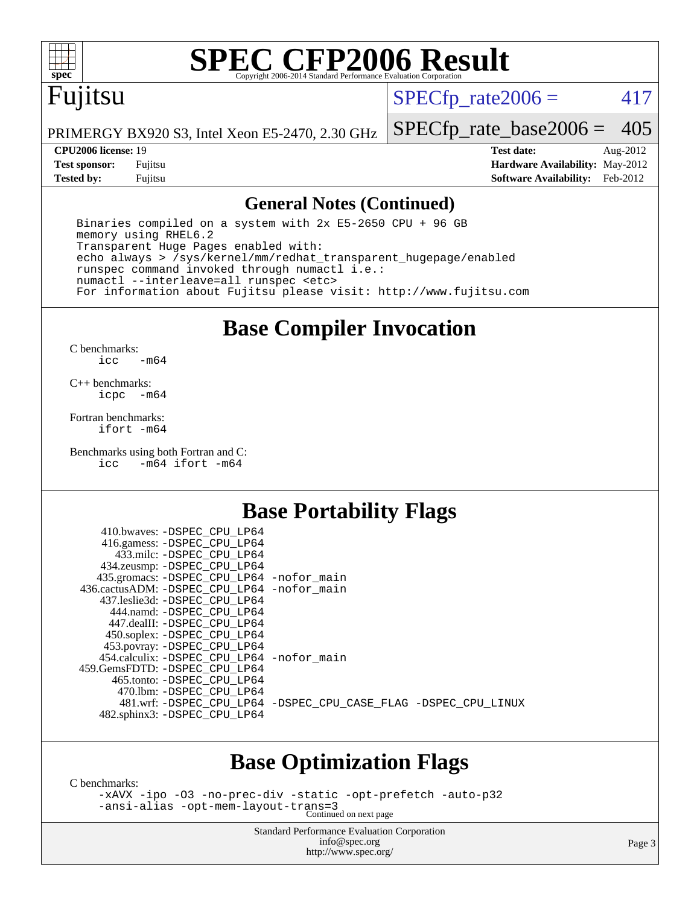# SPEC CFP2006 Result

Copyright 2006-2014 Standard Performance Evaluation Corporation

**Fujitsu**

PRIMERGY BX920 S3, Intel Xeon E5-2470, 2.30 GHz

SPECfp_rate2006 = 417

SPECfp_rate_base2006 = 405

| | | | |
|---|---|---|---|
| **CPU2006 license:** 19 | | **Test date:** | Aug-2012 |
| **Test sponsor:** | Fujitsu | **Hardware Availability:** | May-2012 |
| **Tested by:** | Fujitsu | **Software Availability:** | Feb-2012 |

## General Notes (Continued)

```
Binaries compiled on a system with 2x E5-2650 CPU + 96 GB
memory using RHEL6.2
Transparent Huge Pages enabled with:
echo always > /sys/kernel/mm/redhat_transparent_hugepage/enabled
runspec command invoked through numactl i.e.:
numactl --interleave=all runspec <etc>
For information about Fujitsu please visit: http://www.fujitsu.com
```

## Base Compiler Invocation

C benchmarks:
```
icc   -m64
```

C++ benchmarks:
```
icpc  -m64
```

Fortran benchmarks:
```
ifort -m64
```

Benchmarks using both Fortran and C:
```
icc   -m64 ifort -m64
```

## Base Portability Flags

```
     410.bwaves: -DSPEC_CPU_LP64
     416.gamess: -DSPEC_CPU_LP64
       433.milc: -DSPEC_CPU_LP64
     434.zeusmp: -DSPEC_CPU_LP64
    435.gromacs: -DSPEC_CPU_LP64 -nofor_main
 436.cactusADM: -DSPEC_CPU_LP64 -nofor_main
    437.leslie3d: -DSPEC_CPU_LP64
       444.namd: -DSPEC_CPU_LP64
     447.dealII: -DSPEC_CPU_LP64
     450.soplex: -DSPEC_CPU_LP64
     453.povray: -DSPEC_CPU_LP64
   454.calculix: -DSPEC_CPU_LP64 -nofor_main
 459.GemsFDTD: -DSPEC_CPU_LP64
      465.tonto: -DSPEC_CPU_LP64
        470.lbm: -DSPEC_CPU_LP64
        481.wrf: -DSPEC_CPU_LP64 -DSPEC_CPU_CASE_FLAG -DSPEC_CPU_LINUX
    482.sphinx3: -DSPEC_CPU_LP64
```

## Base Optimization Flags

C benchmarks:
```
-xAVX -ipo -O3 -no-prec-div -static -opt-prefetch -auto-p32
-ansi-alias -opt-mem-layout-trans=3
```

Continued on next page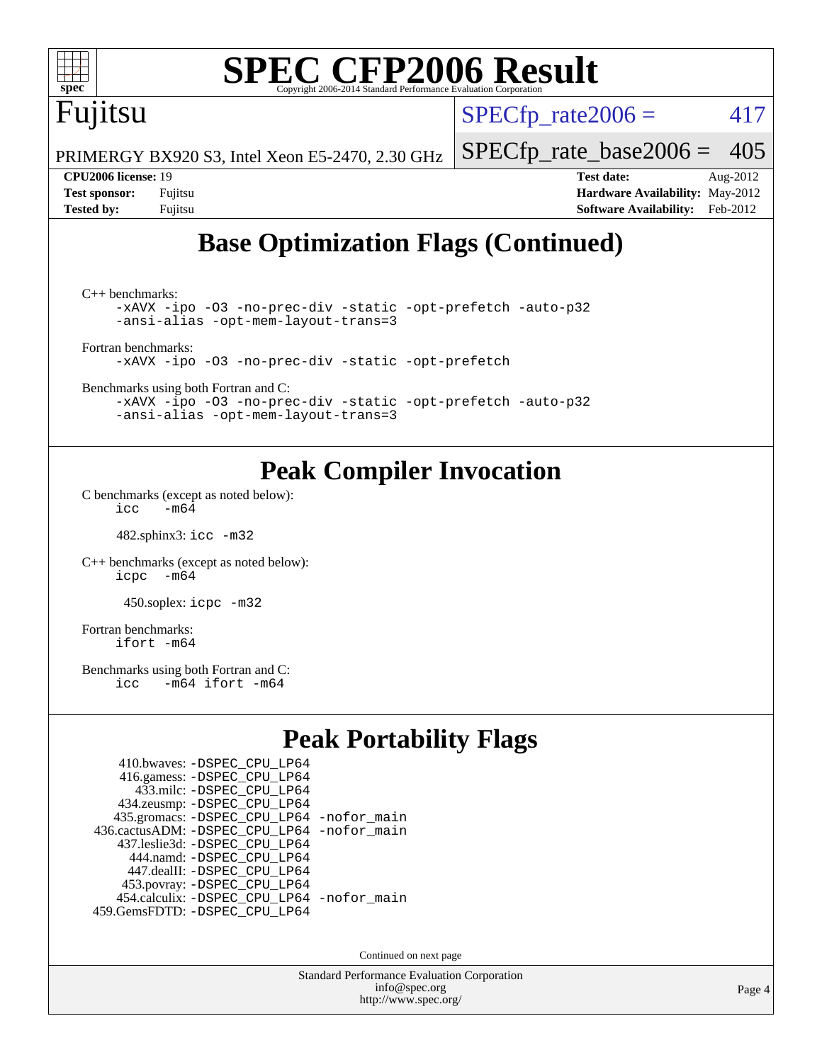# SPEC CFP2006 Result

Copyright 2006-2014 Standard Performance Evaluation Corporation

## Fujitsu

PRIMERGY BX920 S3, Intel Xeon E5-2470, 2.30 GHz

SPECfp_rate2006 = 417

SPECfp_rate_base2006 = 405

| | | | |
|---|---|---|---|
| **CPU2006 license:** | 19 | **Test date:** | Aug-2012 |
| **Test sponsor:** | Fujitsu | **Hardware Availability:** | May-2012 |
| **Tested by:** | Fujitsu | **Software Availability:** | Feb-2012 |

## Base Optimization Flags (Continued)

C++ benchmarks:

```
-xAVX -ipo -O3 -no-prec-div -static -opt-prefetch -auto-p32
-ansi-alias -opt-mem-layout-trans=3
```

Fortran benchmarks:

```
-xAVX -ipo -O3 -no-prec-div -static -opt-prefetch
```

Benchmarks using both Fortran and C:

```
-xAVX -ipo -O3 -no-prec-div -static -opt-prefetch -auto-p32
-ansi-alias -opt-mem-layout-trans=3
```

## Peak Compiler Invocation

C benchmarks (except as noted below):

```
icc   -m64
```

482.sphinx3: `icc -m32`

C++ benchmarks (except as noted below):

```
icpc   -m64
```

450.soplex: `icpc -m32`

Fortran benchmarks:

```
ifort -m64
```

Benchmarks using both Fortran and C:

```
icc   -m64 ifort -m64
```

## Peak Portability Flags

410.bwaves: `-DSPEC_CPU_LP64`
416.gamess: `-DSPEC_CPU_LP64`
433.milc: `-DSPEC_CPU_LP64`
434.zeusmp: `-DSPEC_CPU_LP64`
435.gromacs: `-DSPEC_CPU_LP64 -nofor_main`
436.cactusADM: `-DSPEC_CPU_LP64 -nofor_main`
437.leslie3d: `-DSPEC_CPU_LP64`
444.namd: `-DSPEC_CPU_LP64`
447.dealII: `-DSPEC_CPU_LP64`
453.povray: `-DSPEC_CPU_LP64`
454.calculix: `-DSPEC_CPU_LP64 -nofor_main`
459.GemsFDTD: `-DSPEC_CPU_LP64`

Continued on next page

Standard Performance Evaluation Corporation
info@spec.org
http://www.spec.org/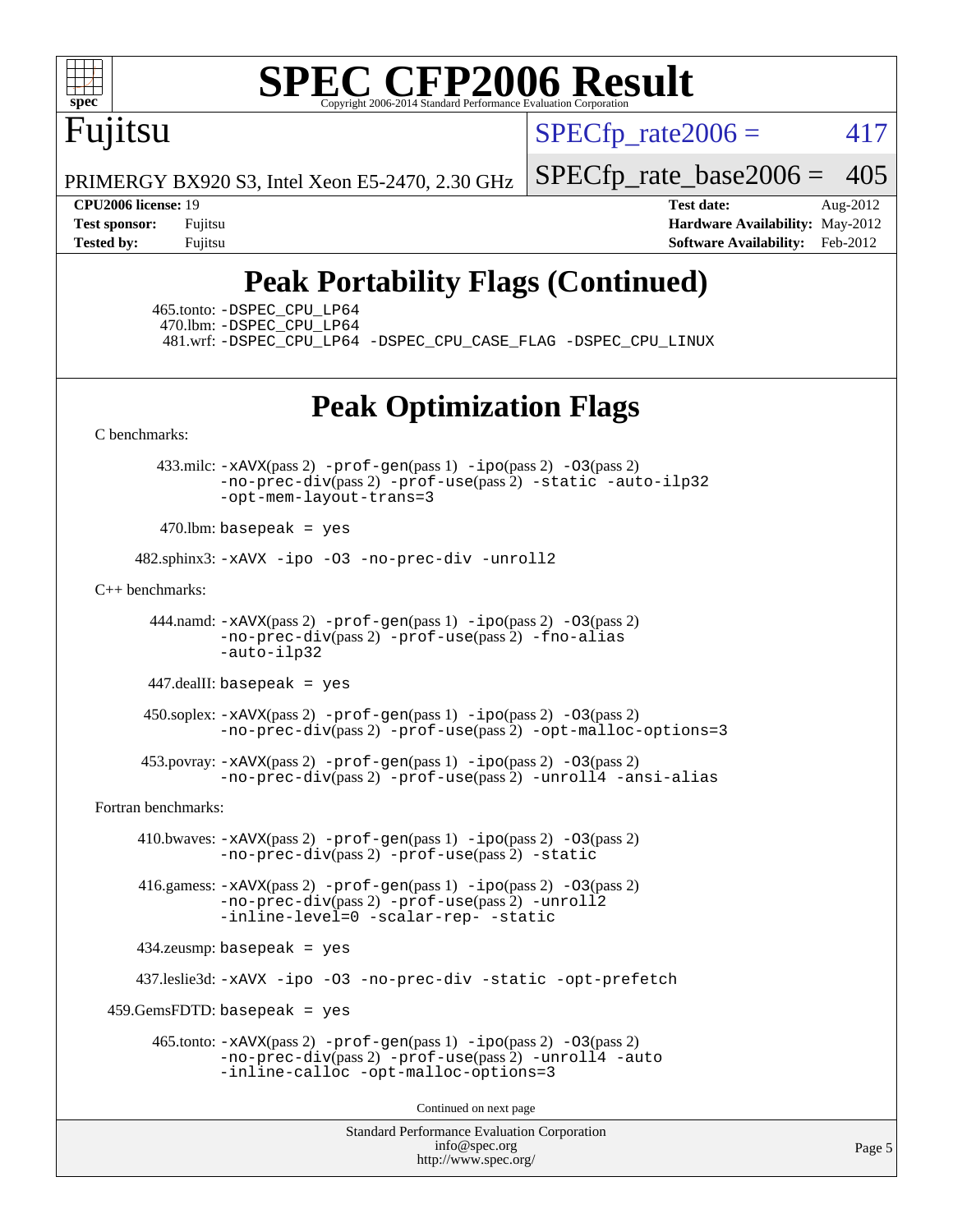# SPEC CFP2006 Result

Copyright 2006-2014 Standard Performance Evaluation Corporation

## Fujitsu

PRIMERGY BX920 S3, Intel Xeon E5-2470, 2.30 GHz

SPECfp_rate2006 = 417

SPECfp_rate_base2006 = 405

**CPU2006 license:** 19
**Test sponsor:** Fujitsu
**Tested by:** Fujitsu

**Test date:** Aug-2012
**Hardware Availability:** May-2012
**Software Availability:** Feb-2012

## Peak Portability Flags (Continued)

465.tonto: -DSPEC_CPU_LP64
470.lbm: -DSPEC_CPU_LP64
481.wrf: -DSPEC_CPU_LP64 -DSPEC_CPU_CASE_FLAG -DSPEC_CPU_LINUX

## Peak Optimization Flags

C benchmarks:

433.milc: -xAVX(pass 2) -prof-gen(pass 1) -ipo(pass 2) -O3(pass 2) -no-prec-div(pass 2) -prof-use(pass 2) -static -auto-ilp32 -opt-mem-layout-trans=3

470.lbm: basepeak = yes

482.sphinx3: -xAVX -ipo -O3 -no-prec-div -unroll2

C++ benchmarks:

444.namd: -xAVX(pass 2) -prof-gen(pass 1) -ipo(pass 2) -O3(pass 2) -no-prec-div(pass 2) -prof-use(pass 2) -fno-alias -auto-ilp32

447.dealII: basepeak = yes

450.soplex: -xAVX(pass 2) -prof-gen(pass 1) -ipo(pass 2) -O3(pass 2) -no-prec-div(pass 2) -prof-use(pass 2) -opt-malloc-options=3

453.povray: -xAVX(pass 2) -prof-gen(pass 1) -ipo(pass 2) -O3(pass 2) -no-prec-div(pass 2) -prof-use(pass 2) -unroll4 -ansi-alias

Fortran benchmarks:

410.bwaves: -xAVX(pass 2) -prof-gen(pass 1) -ipo(pass 2) -O3(pass 2) -no-prec-div(pass 2) -prof-use(pass 2) -static

416.gamess: -xAVX(pass 2) -prof-gen(pass 1) -ipo(pass 2) -O3(pass 2) -no-prec-div(pass 2) -prof-use(pass 2) -unroll2 -inline-level=0 -scalar-rep- -static

434.zeusmp: basepeak = yes

437.leslie3d: -xAVX -ipo -O3 -no-prec-div -static -opt-prefetch

459.GemsFDTD: basepeak = yes

465.tonto: -xAVX(pass 2) -prof-gen(pass 1) -ipo(pass 2) -O3(pass 2) -no-prec-div(pass 2) -prof-use(pass 2) -unroll4 -auto -inline-calloc -opt-malloc-options=3

Continued on next page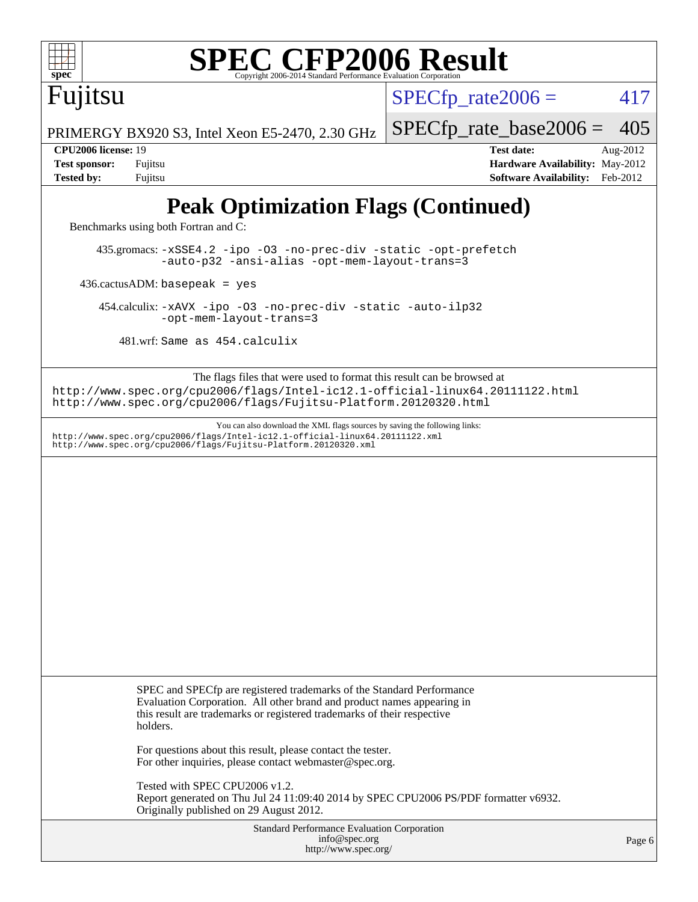# SPEC CFP2006 Result

Copyright 2006-2014 Standard Performance Evaluation Corporation

Fujitsu

PRIMERGY BX920 S3, Intel Xeon E5-2470, 2.30 GHz

SPECfp_rate2006 = 417

SPECfp_rate_base2006 = 405

**CPU2006 license:** 19
**Test sponsor:** Fujitsu
**Tested by:** Fujitsu

**Test date:** Aug-2012
**Hardware Availability:** May-2012
**Software Availability:** Feb-2012

## Peak Optimization Flags (Continued)

Benchmarks using both Fortran and C:

435.gromacs: -xSSE4.2 -ipo -O3 -no-prec-div -static -opt-prefetch -auto-p32 -ansi-alias -opt-mem-layout-trans=3

436.cactusADM: basepeak = yes

454.calculix: -xAVX -ipo -O3 -no-prec-div -static -auto-ilp32 -opt-mem-layout-trans=3

481.wrf: Same as 454.calculix

The flags files that were used to format this result can be browsed at
http://www.spec.org/cpu2006/flags/Intel-ic12.1-official-linux64.20111122.html
http://www.spec.org/cpu2006/flags/Fujitsu-Platform.20120320.html

You can also download the XML flags sources by saving the following links:
http://www.spec.org/cpu2006/flags/Intel-ic12.1-official-linux64.20111122.xml
http://www.spec.org/cpu2006/flags/Fujitsu-Platform.20120320.xml

SPEC and SPECfp are registered trademarks of the Standard Performance Evaluation Corporation. All other brand and product names appearing in this result are trademarks or registered trademarks of their respective holders.

For questions about this result, please contact the tester.
For other inquiries, please contact webmaster@spec.org.

Tested with SPEC CPU2006 v1.2.
Report generated on Thu Jul 24 11:09:40 2014 by SPEC CPU2006 PS/PDF formatter v6932.
Originally published on 29 August 2012.

Standard Performance Evaluation Corporation
info@spec.org
http://www.spec.org/